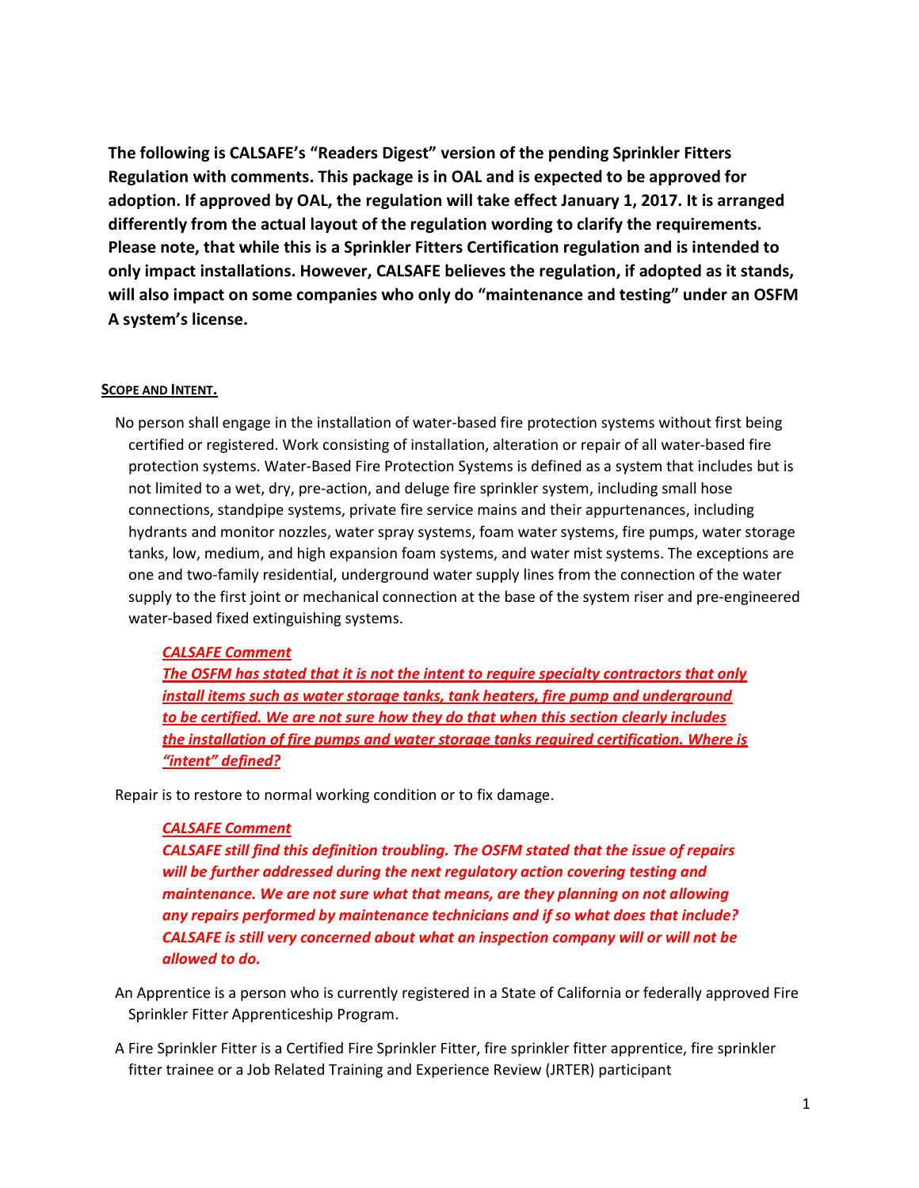**The following is CALSAFE's "Readers Digest" version of the pending Sprinkler Fitters Regulation with comments. This package is in OAL and is expected to be approved for adoption. If approved by OAL, the regulation will take effect January 1, 2017. It is arranged differently from the actual layout of the regulation wording to clarify the requirements. Please note, that while this is a Sprinkler Fitters Certification regulation and is intended to only impact installations. However, CALSAFE believes the regulation, if adopted as it stands, will also impact on some companies who only do "maintenance and testing" under an OSFM A system's license.**

## SCOPE AND INTENT.

No person shall engage in the installation of water-based fire protection systems without first being certified or registered. Work consisting of installation, alteration or repair of all water-based fire protection systems. Water-Based Fire Protection Systems is defined as a system that includes but is not limited to a wet, dry, pre-action, and deluge fire sprinkler system, including small hose connections, standpipe systems, private fire service mains and their appurtenances, including hydrants and monitor nozzles, water spray systems, foam water systems, fire pumps, water storage tanks, low, medium, and high expansion foam systems, and water mist systems. The exceptions are one and two-family residential, underground water supply lines from the connection of the water supply to the first joint or mechanical connection at the base of the system riser and pre-engineered water-based fixed extinguishing systems.

***CALSAFE Comment***
***The OSFM has stated that it is not the intent to require specialty contractors that only install items such as water storage tanks, tank heaters, fire pump and underground to be certified. We are not sure how they do that when this section clearly includes the installation of fire pumps and water storage tanks required certification. Where is "intent" defined?***

Repair is to restore to normal working condition or to fix damage.

***CALSAFE Comment***
***CALSAFE still find this definition troubling. The OSFM stated that the issue of repairs will be further addressed during the next regulatory action covering testing and maintenance. We are not sure what that means, are they planning on not allowing any repairs performed by maintenance technicians and if so what does that include? CALSAFE is still very concerned about what an inspection company will or will not be allowed to do.***

An Apprentice is a person who is currently registered in a State of California or federally approved Fire Sprinkler Fitter Apprenticeship Program.

A Fire Sprinkler Fitter is a Certified Fire Sprinkler Fitter, fire sprinkler fitter apprentice, fire sprinkler fitter trainee or a Job Related Training and Experience Review (JRTER) participant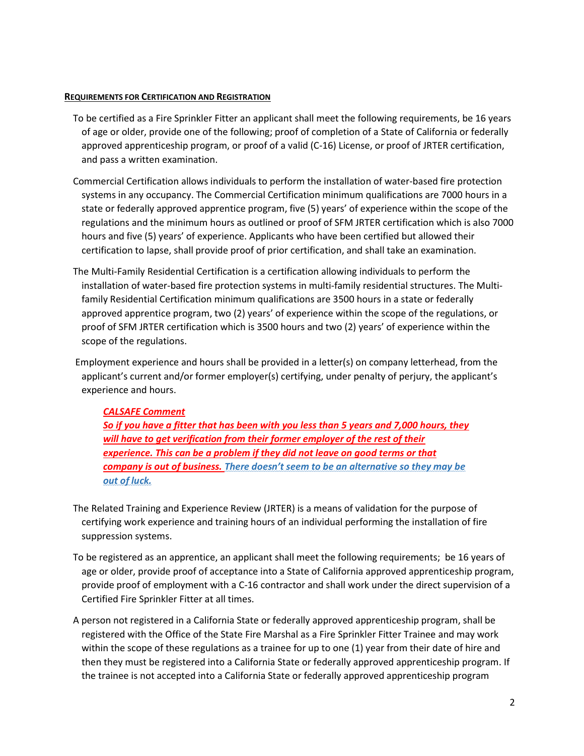**REQUIREMENTS FOR CERTIFICATION AND REGISTRATION**

To be certified as a Fire Sprinkler Fitter an applicant shall meet the following requirements, be 16 years of age or older, provide one of the following; proof of completion of a State of California or federally approved apprenticeship program, or proof of a valid (C-16) License, or proof of JRTER certification, and pass a written examination.

Commercial Certification allows individuals to perform the installation of water-based fire protection systems in any occupancy. The Commercial Certification minimum qualifications are 7000 hours in a state or federally approved apprentice program, five (5) years' of experience within the scope of the regulations and the minimum hours as outlined or proof of SFM JRTER certification which is also 7000 hours and five (5) years' of experience. Applicants who have been certified but allowed their certification to lapse, shall provide proof of prior certification, and shall take an examination.

The Multi-Family Residential Certification is a certification allowing individuals to perform the installation of water-based fire protection systems in multi-family residential structures. The Multi-family Residential Certification minimum qualifications are 3500 hours in a state or federally approved apprentice program, two (2) years' of experience within the scope of the regulations, or proof of SFM JRTER certification which is 3500 hours and two (2) years' of experience within the scope of the regulations.

Employment experience and hours shall be provided in a letter(s) on company letterhead, from the applicant's current and/or former employer(s) certifying, under penalty of perjury, the applicant's experience and hours.

> ***CALSAFE Comment***
>
> ***So if you have a fitter that has been with you less than 5 years and 7,000 hours, they will have to get verification from their former employer of the rest of their experience. This can be a problem if they did not leave on good terms or that company is out of business. There doesn't seem to be an alternative so they may be out of luck.***

The Related Training and Experience Review (JRTER) is a means of validation for the purpose of certifying work experience and training hours of an individual performing the installation of fire suppression systems.

To be registered as an apprentice, an applicant shall meet the following requirements; be 16 years of age or older, provide proof of acceptance into a State of California approved apprenticeship program, provide proof of employment with a C-16 contractor and shall work under the direct supervision of a Certified Fire Sprinkler Fitter at all times.

A person not registered in a California State or federally approved apprenticeship program, shall be registered with the Office of the State Fire Marshal as a Fire Sprinkler Fitter Trainee and may work within the scope of these regulations as a trainee for up to one (1) year from their date of hire and then they must be registered into a California State or federally approved apprenticeship program. If the trainee is not accepted into a California State or federally approved apprenticeship program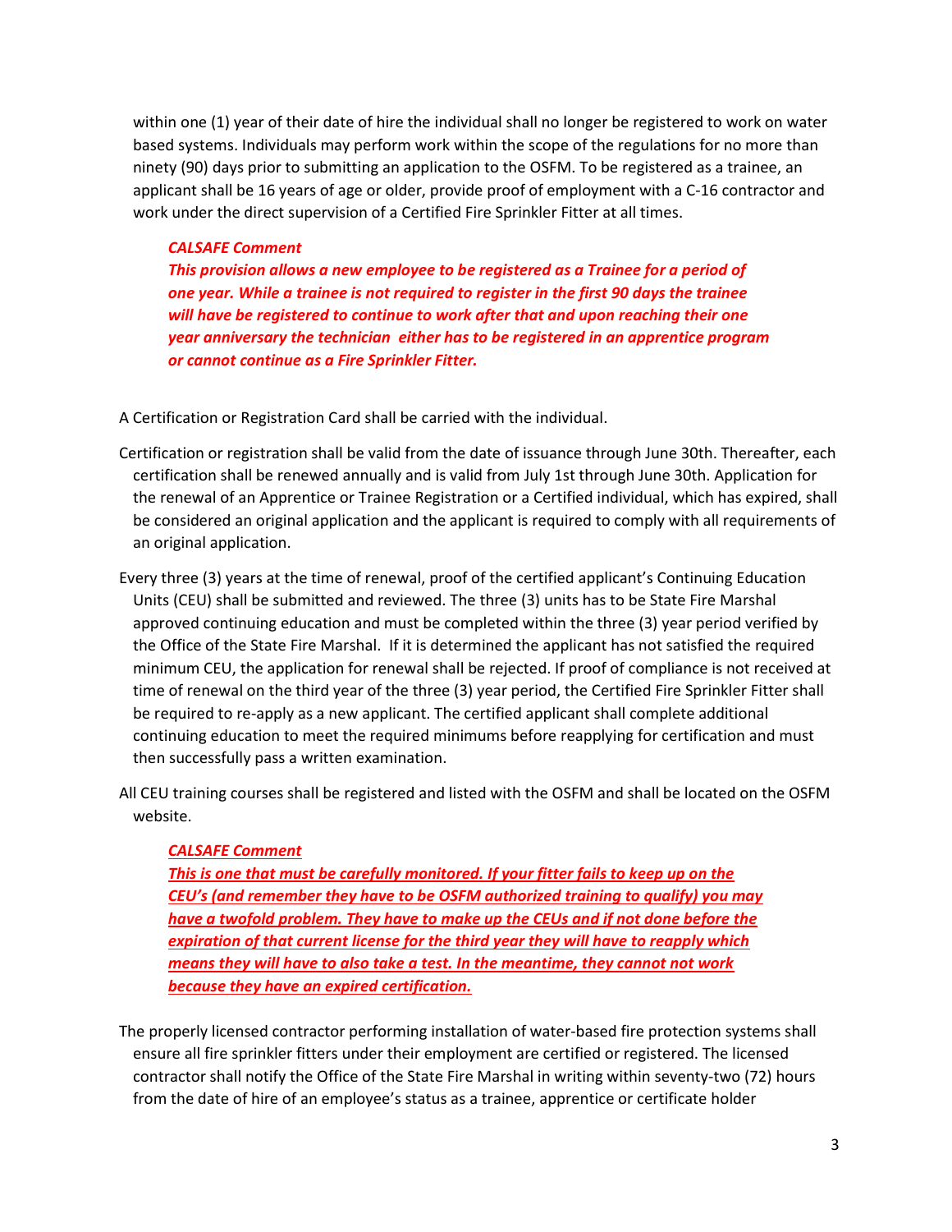within one (1) year of their date of hire the individual shall no longer be registered to work on water based systems. Individuals may perform work within the scope of the regulations for no more than ninety (90) days prior to submitting an application to the OSFM. To be registered as a trainee, an applicant shall be 16 years of age or older, provide proof of employment with a C-16 contractor and work under the direct supervision of a Certified Fire Sprinkler Fitter at all times.

***CALSAFE Comment***

***This provision allows a new employee to be registered as a Trainee for a period of one year. While a trainee is not required to register in the first 90 days the trainee will have be registered to continue to work after that and upon reaching their one year anniversary the technician either has to be registered in an apprentice program or cannot continue as a Fire Sprinkler Fitter.***

A Certification or Registration Card shall be carried with the individual.

Certification or registration shall be valid from the date of issuance through June 30th. Thereafter, each certification shall be renewed annually and is valid from July 1st through June 30th. Application for the renewal of an Apprentice or Trainee Registration or a Certified individual, which has expired, shall be considered an original application and the applicant is required to comply with all requirements of an original application.

Every three (3) years at the time of renewal, proof of the certified applicant's Continuing Education Units (CEU) shall be submitted and reviewed. The three (3) units has to be State Fire Marshal approved continuing education and must be completed within the three (3) year period verified by the Office of the State Fire Marshal. If it is determined the applicant has not satisfied the required minimum CEU, the application for renewal shall be rejected. If proof of compliance is not received at time of renewal on the third year of the three (3) year period, the Certified Fire Sprinkler Fitter shall be required to re-apply as a new applicant. The certified applicant shall complete additional continuing education to meet the required minimums before reapplying for certification and must then successfully pass a written examination.

All CEU training courses shall be registered and listed with the OSFM and shall be located on the OSFM website.

***CALSAFE Comment***

***This is one that must be carefully monitored. If your fitter fails to keep up on the CEU's (and remember they have to be OSFM authorized training to qualify) you may have a twofold problem. They have to make up the CEUs and if not done before the expiration of that current license for the third year they will have to reapply which means they will have to also take a test. In the meantime, they cannot not work because they have an expired certification.***

The properly licensed contractor performing installation of water-based fire protection systems shall ensure all fire sprinkler fitters under their employment are certified or registered. The licensed contractor shall notify the Office of the State Fire Marshal in writing within seventy-two (72) hours from the date of hire of an employee's status as a trainee, apprentice or certificate holder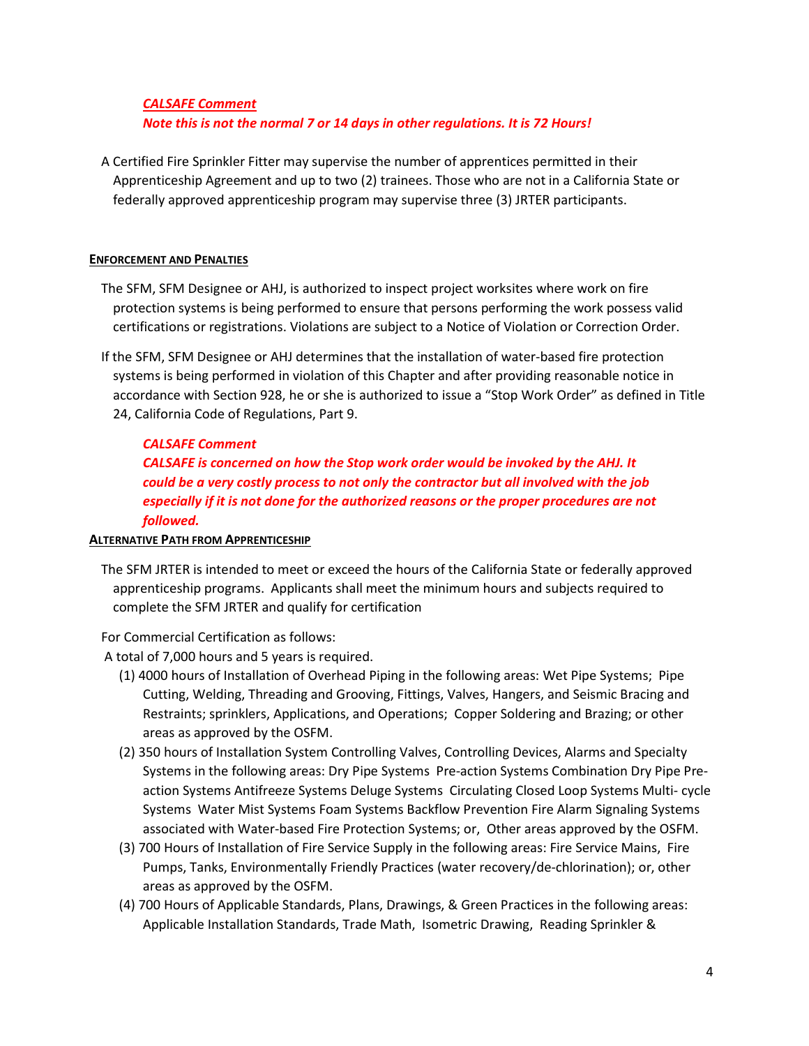***CALSAFE Comment***

***Note this is not the normal 7 or 14 days in other regulations. It is 72 Hours!***

A Certified Fire Sprinkler Fitter may supervise the number of apprentices permitted in their Apprenticeship Agreement and up to two (2) trainees. Those who are not in a California State or federally approved apprenticeship program may supervise three (3) JRTER participants.

**ENFORCEMENT AND PENALTIES**

The SFM, SFM Designee or AHJ, is authorized to inspect project worksites where work on fire protection systems is being performed to ensure that persons performing the work possess valid certifications or registrations. Violations are subject to a Notice of Violation or Correction Order.

If the SFM, SFM Designee or AHJ determines that the installation of water-based fire protection systems is being performed in violation of this Chapter and after providing reasonable notice in accordance with Section 928, he or she is authorized to issue a "Stop Work Order" as defined in Title 24, California Code of Regulations, Part 9.

***CALSAFE Comment***

***CALSAFE is concerned on how the Stop work order would be invoked by the AHJ. It could be a very costly process to not only the contractor but all involved with the job especially if it is not done for the authorized reasons or the proper procedures are not followed.***

**ALTERNATIVE PATH FROM APPRENTICESHIP**

The SFM JRTER is intended to meet or exceed the hours of the California State or federally approved apprenticeship programs. Applicants shall meet the minimum hours and subjects required to complete the SFM JRTER and qualify for certification

For Commercial Certification as follows:

A total of 7,000 hours and 5 years is required.

(1) 4000 hours of Installation of Overhead Piping in the following areas: Wet Pipe Systems; Pipe Cutting, Welding, Threading and Grooving, Fittings, Valves, Hangers, and Seismic Bracing and Restraints; sprinklers, Applications, and Operations; Copper Soldering and Brazing; or other areas as approved by the OSFM.

(2) 350 hours of Installation System Controlling Valves, Controlling Devices, Alarms and Specialty Systems in the following areas: Dry Pipe Systems Pre-action Systems Combination Dry Pipe Pre-action Systems Antifreeze Systems Deluge Systems Circulating Closed Loop Systems Multi- cycle Systems Water Mist Systems Foam Systems Backflow Prevention Fire Alarm Signaling Systems associated with Water-based Fire Protection Systems; or, Other areas approved by the OSFM.

(3) 700 Hours of Installation of Fire Service Supply in the following areas: Fire Service Mains, Fire Pumps, Tanks, Environmentally Friendly Practices (water recovery/de-chlorination); or, other areas as approved by the OSFM.

(4) 700 Hours of Applicable Standards, Plans, Drawings, & Green Practices in the following areas: Applicable Installation Standards, Trade Math, Isometric Drawing, Reading Sprinkler &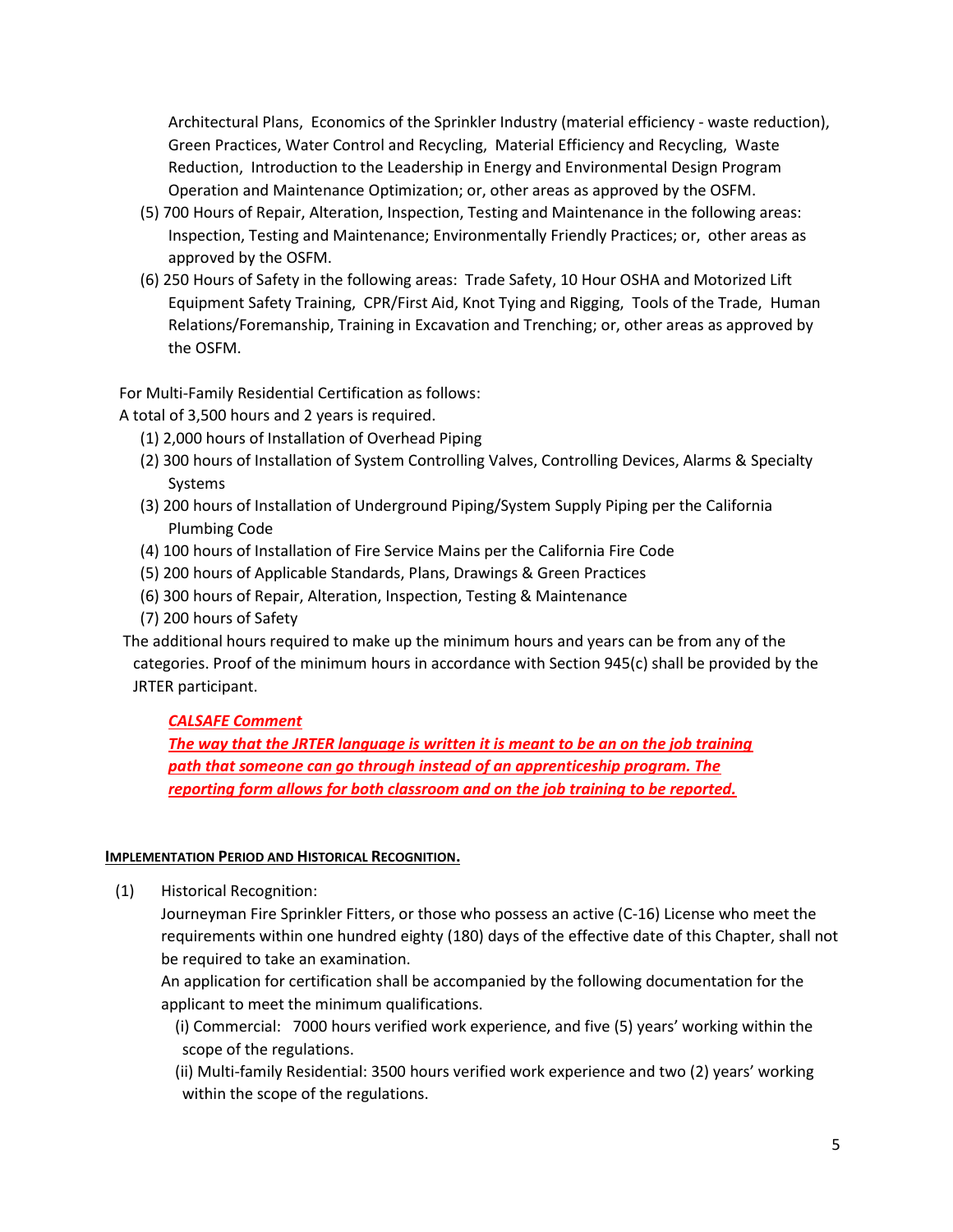Architectural Plans, Economics of the Sprinkler Industry (material efficiency - waste reduction), Green Practices, Water Control and Recycling, Material Efficiency and Recycling, Waste Reduction, Introduction to the Leadership in Energy and Environmental Design Program Operation and Maintenance Optimization; or, other areas as approved by the OSFM.

(5) 700 Hours of Repair, Alteration, Inspection, Testing and Maintenance in the following areas: Inspection, Testing and Maintenance; Environmentally Friendly Practices; or, other areas as approved by the OSFM.

(6) 250 Hours of Safety in the following areas: Trade Safety, 10 Hour OSHA and Motorized Lift Equipment Safety Training, CPR/First Aid, Knot Tying and Rigging, Tools of the Trade, Human Relations/Foremanship, Training in Excavation and Trenching; or, other areas as approved by the OSFM.

For Multi-Family Residential Certification as follows:
A total of 3,500 hours and 2 years is required.

(1) 2,000 hours of Installation of Overhead Piping
(2) 300 hours of Installation of System Controlling Valves, Controlling Devices, Alarms & Specialty Systems
(3) 200 hours of Installation of Underground Piping/System Supply Piping per the California Plumbing Code
(4) 100 hours of Installation of Fire Service Mains per the California Fire Code
(5) 200 hours of Applicable Standards, Plans, Drawings & Green Practices
(6) 300 hours of Repair, Alteration, Inspection, Testing & Maintenance
(7) 200 hours of Safety

The additional hours required to make up the minimum hours and years can be from any of the categories. Proof of the minimum hours in accordance with Section 945(c) shall be provided by the JRTER participant.

***CALSAFE Comment***
***The way that the JRTER language is written it is meant to be an on the job training path that someone can go through instead of an apprenticeship program. The reporting form allows for both classroom and on the job training to be reported.***

**IMPLEMENTATION PERIOD AND HISTORICAL RECOGNITION.**

(1) Historical Recognition:
Journeyman Fire Sprinkler Fitters, or those who possess an active (C-16) License who meet the requirements within one hundred eighty (180) days of the effective date of this Chapter, shall not be required to take an examination.
An application for certification shall be accompanied by the following documentation for the applicant to meet the minimum qualifications.

(i) Commercial: 7000 hours verified work experience, and five (5) years' working within the scope of the regulations.
(ii) Multi-family Residential: 3500 hours verified work experience and two (2) years' working within the scope of the regulations.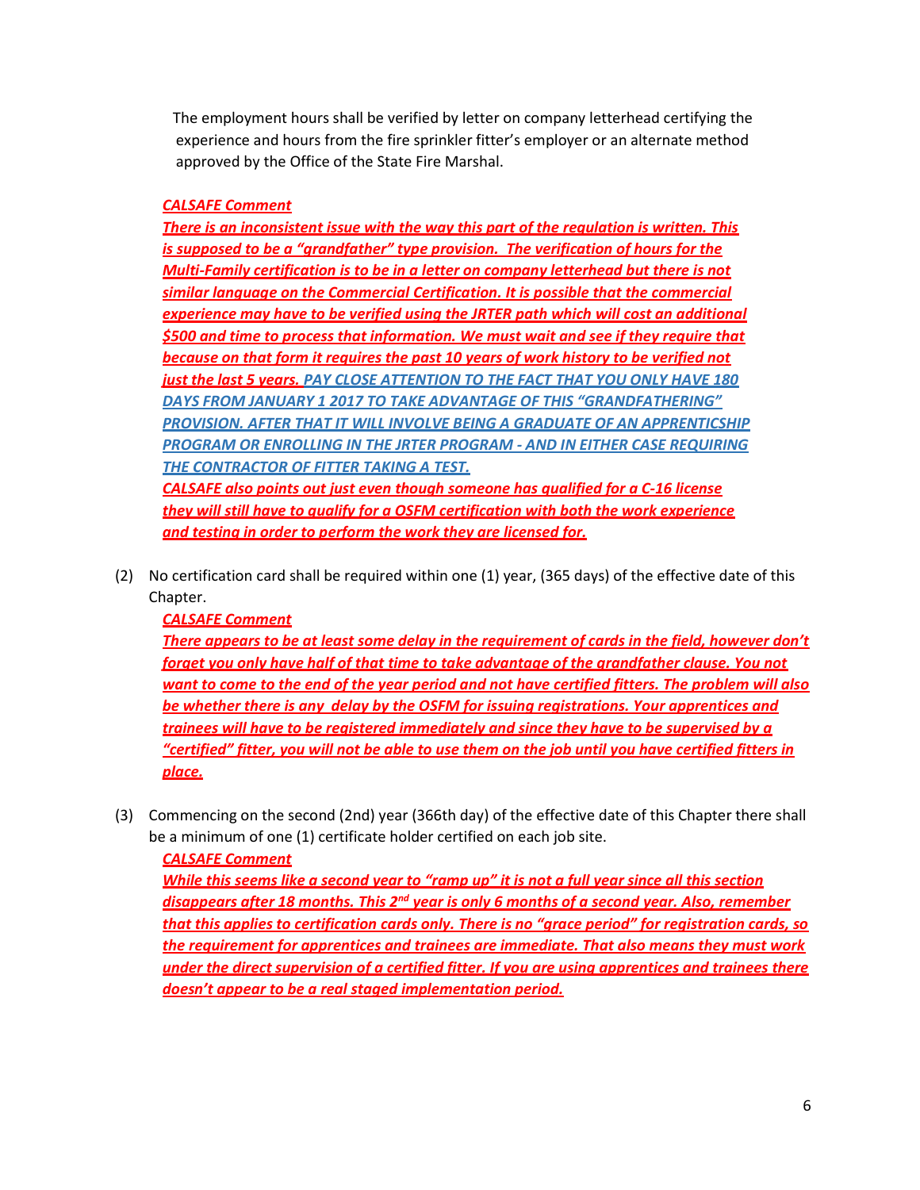The employment hours shall be verified by letter on company letterhead certifying the experience and hours from the fire sprinkler fitter's employer or an alternate method approved by the Office of the State Fire Marshal.

***CALSAFE Comment***

***There is an inconsistent issue with the way this part of the regulation is written. This is supposed to be a "grandfather" type provision. The verification of hours for the Multi-Family certification is to be in a letter on company letterhead but there is not similar language on the Commercial Certification. It is possible that the commercial experience may have to be verified using the JRTER path which will cost an additional $500 and time to process that information. We must wait and see if they require that because on that form it requires the past 10 years of work history to be verified not just the last 5 years. PAY CLOSE ATTENTION TO THE FACT THAT YOU ONLY HAVE 180 DAYS FROM JANUARY 1 2017 TO TAKE ADVANTAGE OF THIS "GRANDFATHERING" PROVISION. AFTER THAT IT WILL INVOLVE BEING A GRADUATE OF AN APPRENTICSHIP PROGRAM OR ENROLLING IN THE JRTER PROGRAM - AND IN EITHER CASE REQUIRING THE CONTRACTOR OF FITTER TAKING A TEST.***

***CALSAFE also points out just even though someone has qualified for a C-16 license they will still have to qualify for a OSFM certification with both the work experience and testing in order to perform the work they are licensed for.***

(2) No certification card shall be required within one (1) year, (365 days) of the effective date of this Chapter.

***CALSAFE Comment***

***There appears to be at least some delay in the requirement of cards in the field, however don't forget you only have half of that time to take advantage of the grandfather clause. You not want to come to the end of the year period and not have certified fitters. The problem will also be whether there is any delay by the OSFM for issuing registrations. Your apprentices and trainees will have to be registered immediately and since they have to be supervised by a "certified" fitter, you will not be able to use them on the job until you have certified fitters in place.***

(3) Commencing on the second (2nd) year (366th day) of the effective date of this Chapter there shall be a minimum of one (1) certificate holder certified on each job site.

***CALSAFE Comment***

***While this seems like a second year to "ramp up" it is not a full year since all this section disappears after 18 months. This 2nd year is only 6 months of a second year. Also, remember that this applies to certification cards only. There is no "grace period" for registration cards, so the requirement for apprentices and trainees are immediate. That also means they must work under the direct supervision of a certified fitter. If you are using apprentices and trainees there doesn't appear to be a real staged implementation period.***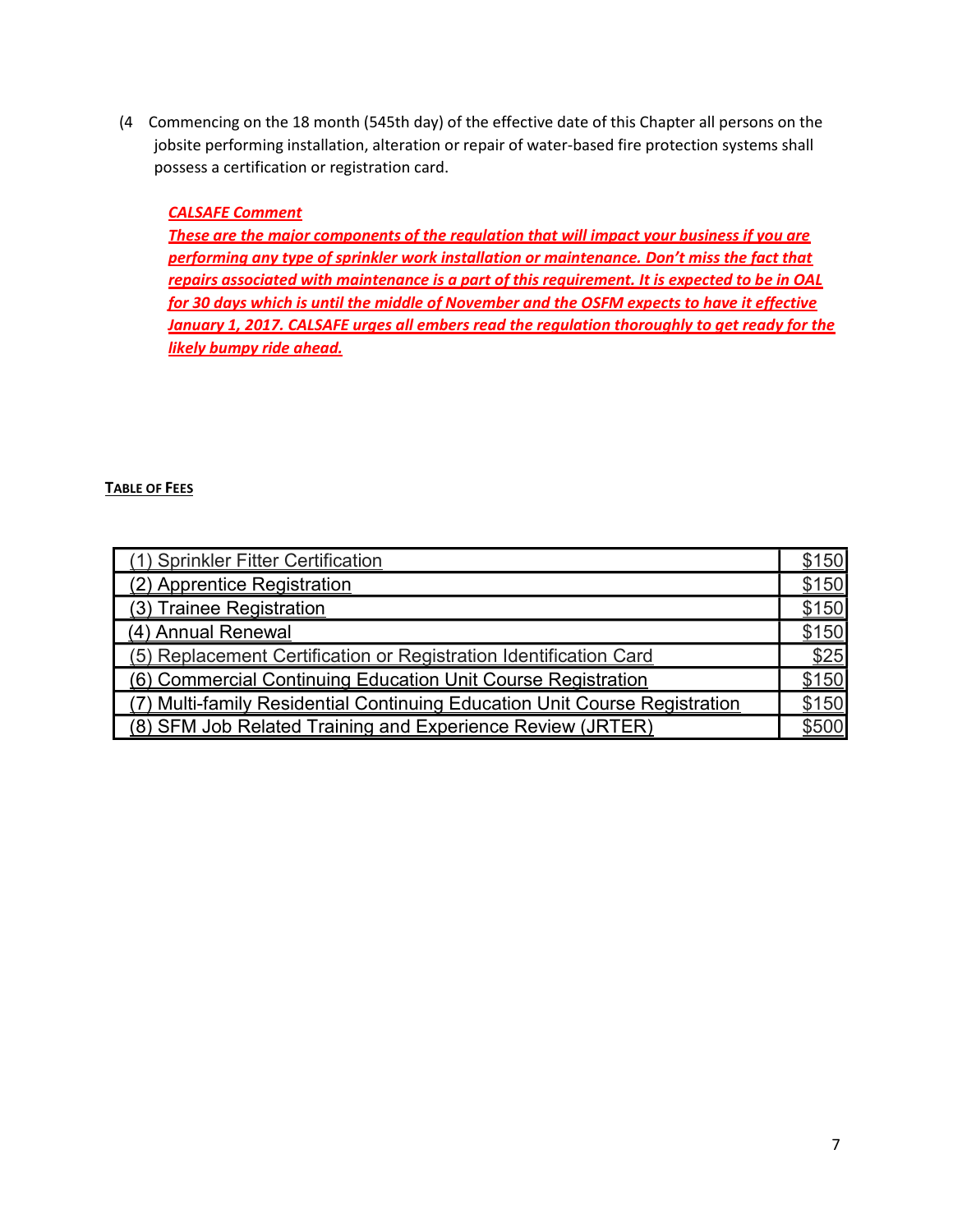(4 Commencing on the 18 month (545th day) of the effective date of this Chapter all persons on the jobsite performing installation, alteration or repair of water-based fire protection systems shall possess a certification or registration card.

***CALSAFE Comment***

***These are the major components of the regulation that will impact your business if you are performing any type of sprinkler work installation or maintenance. Don't miss the fact that repairs associated with maintenance is a part of this requirement. It is expected to be in OAL for 30 days which is until the middle of November and the OSFM expects to have it effective January 1, 2017. CALSAFE urges all embers read the regulation thoroughly to get ready for the likely bumpy ride ahead.***

**TABLE OF FEES**

| | |
|---|---|
| (1) Sprinkler Fitter Certification | $150 |
| (2) Apprentice Registration | $150 |
| (3) Trainee Registration | $150 |
| (4) Annual Renewal | $150 |
| (5) Replacement Certification or Registration Identification Card | $25 |
| (6) Commercial Continuing Education Unit Course Registration | $150 |
| (7) Multi-family Residential Continuing Education Unit Course Registration | $150 |
| (8) SFM Job Related Training and Experience Review (JRTER) | $500 |